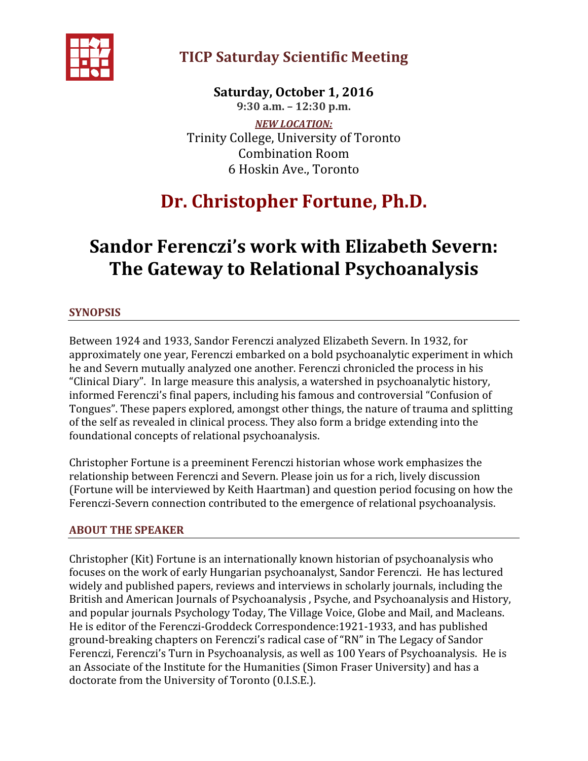## TICP Saturday Scientific Meeting

**Saturday, October 1, 2016**
**9:30 a.m. – 12:30 p.m.**

***NEW LOCATION:***
Trinity College, University of Toronto
Combination Room
6 Hoskin Ave., Toronto

# Dr. Christopher Fortune, Ph.D.

# Sandor Ferenczi's work with Elizabeth Severn: The Gateway to Relational Psychoanalysis

### SYNOPSIS

Between 1924 and 1933, Sandor Ferenczi analyzed Elizabeth Severn. In 1932, for approximately one year, Ferenczi embarked on a bold psychoanalytic experiment in which he and Severn mutually analyzed one another. Ferenczi chronicled the process in his "Clinical Diary". In large measure this analysis, a watershed in psychoanalytic history, informed Ferenczi's final papers, including his famous and controversial "Confusion of Tongues". These papers explored, amongst other things, the nature of trauma and splitting of the self as revealed in clinical process. They also form a bridge extending into the foundational concepts of relational psychoanalysis.

Christopher Fortune is a preeminent Ferenczi historian whose work emphasizes the relationship between Ferenczi and Severn. Please join us for a rich, lively discussion (Fortune will be interviewed by Keith Haartman) and question period focusing on how the Ferenczi-Severn connection contributed to the emergence of relational psychoanalysis.

### ABOUT THE SPEAKER

Christopher (Kit) Fortune is an internationally known historian of psychoanalysis who focuses on the work of early Hungarian psychoanalyst, Sandor Ferenczi. He has lectured widely and published papers, reviews and interviews in scholarly journals, including the British and American Journals of Psychoanalysis , Psyche, and Psychoanalysis and History, and popular journals Psychology Today, The Village Voice, Globe and Mail, and Macleans. He is editor of the Ferenczi-Groddeck Correspondence:1921-1933, and has published ground-breaking chapters on Ferenczi's radical case of "RN" in The Legacy of Sandor Ferenczi, Ferenczi's Turn in Psychoanalysis, as well as 100 Years of Psychoanalysis. He is an Associate of the Institute for the Humanities (Simon Fraser University) and has a doctorate from the University of Toronto (0.I.S.E.).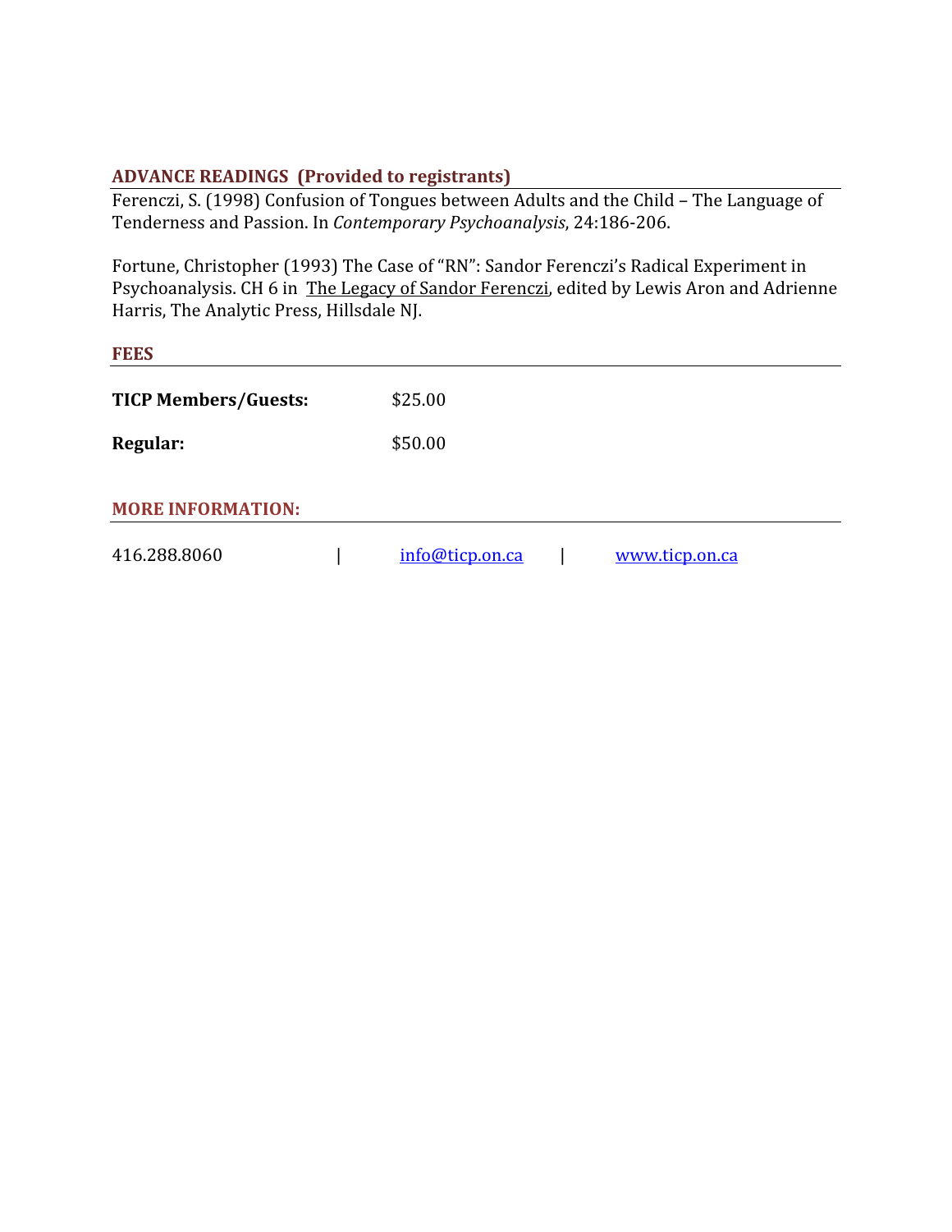## ADVANCE READINGS (Provided to registrants)

Ferenczi, S. (1998) Confusion of Tongues between Adults and the Child – The Language of Tenderness and Passion. In *Contemporary Psychoanalysis*, 24:186-206.

Fortune, Christopher (1993) The Case of "RN": Sandor Ferenczi's Radical Experiment in Psychoanalysis. CH 6 in The Legacy of Sandor Ferenczi, edited by Lewis Aron and Adrienne Harris, The Analytic Press, Hillsdale NJ.

## FEES

| | |
|---|---|
| **TICP Members/Guests:** | $25.00 |
| **Regular:** | $50.00 |

## MORE INFORMATION:

416.288.8060 | info@ticp.on.ca | www.ticp.on.ca